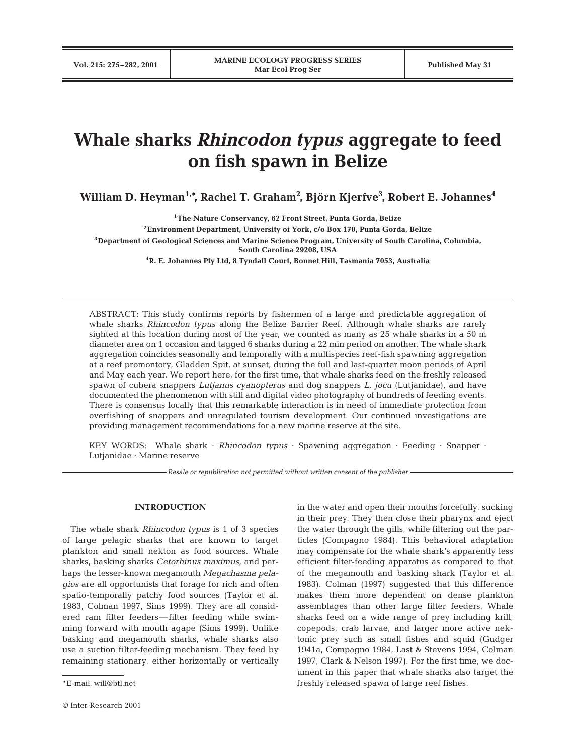# Whale sharks *Rhincodon typus* aggregate to feed on fish spawn in Belize

**William D. Heyman[1,*], Rachel T. Graham[2], Björn Kjerfve[3], Robert E. Johannes[4]**

[1]The Nature Conservancy, 62 Front Street, Punta Gorda, Belize

[2]Environment Department, University of York, c/o Box 170, Punta Gorda, Belize

[3]Department of Geological Sciences and Marine Science Program, University of South Carolina, Columbia, South Carolina 29208, USA

[4]R. E. Johannes Pty Ltd, 8 Tyndall Court, Bonnet Hill, Tasmania 7053, Australia

ABSTRACT: This study confirms reports by fishermen of a large and predictable aggregation of whale sharks *Rhincodon typus* along the Belize Barrier Reef. Although whale sharks are rarely sighted at this location during most of the year, we counted as many as 25 whale sharks in a 50 m diameter area on 1 occasion and tagged 6 sharks during a 22 min period on another. The whale shark aggregation coincides seasonally and temporally with a multispecies reef-fish spawning aggregation at a reef promontory, Gladden Spit, at sunset, during the full and last-quarter moon periods of April and May each year. We report here, for the first time, that whale sharks feed on the freshly released spawn of cubera snappers *Lutjanus cyanopterus* and dog snappers *L. jocu* (Lutjanidae), and have documented the phenomenon with still and digital video photography of hundreds of feeding events. There is consensus locally that this remarkable interaction is in need of immediate protection from overfishing of snappers and unregulated tourism development. Our continued investigations are providing management recommendations for a new marine reserve at the site.

KEY WORDS: Whale shark · *Rhincodon typus* · Spawning aggregation · Feeding · Snapper · Lutjanidae · Marine reserve

*Resale or republication not permitted without written consent of the publisher*

## INTRODUCTION

The whale shark *Rhincodon typus* is 1 of 3 species of large pelagic sharks that are known to target plankton and small nekton as food sources. Whale sharks, basking sharks *Cetorhinus maximus*, and perhaps the lesser-known megamouth *Megachasma pelagios* are all opportunists that forage for rich and often spatio-temporally patchy food sources (Taylor et al. 1983, Colman 1997, Sims 1999). They are all considered ram filter feeders — filter feeding while swimming forward with mouth agape (Sims 1999). Unlike basking and megamouth sharks, whale sharks also use a suction filter-feeding mechanism. They feed by remaining stationary, either horizontally or vertically in the water and open their mouths forcefully, sucking in their prey. They then close their pharynx and eject the water through the gills, while filtering out the particles (Compagno 1984). This behavioral adaptation may compensate for the whale shark's apparently less efficient filter-feeding apparatus as compared to that of the megamouth and basking shark (Taylor et al. 1983). Colman (1997) suggested that this difference makes them more dependent on dense plankton assemblages than other large filter feeders. Whale sharks feed on a wide range of prey including krill, copepods, crab larvae, and larger more active nektonic prey such as small fishes and squid (Gudger 1941a, Compagno 1984, Last & Stevens 1994, Colman 1997, Clark & Nelson 1997). For the first time, we document in this paper that whale sharks also target the freshly released spawn of large reef fishes.

*E-mail: will@btl.net

© Inter-Research 2001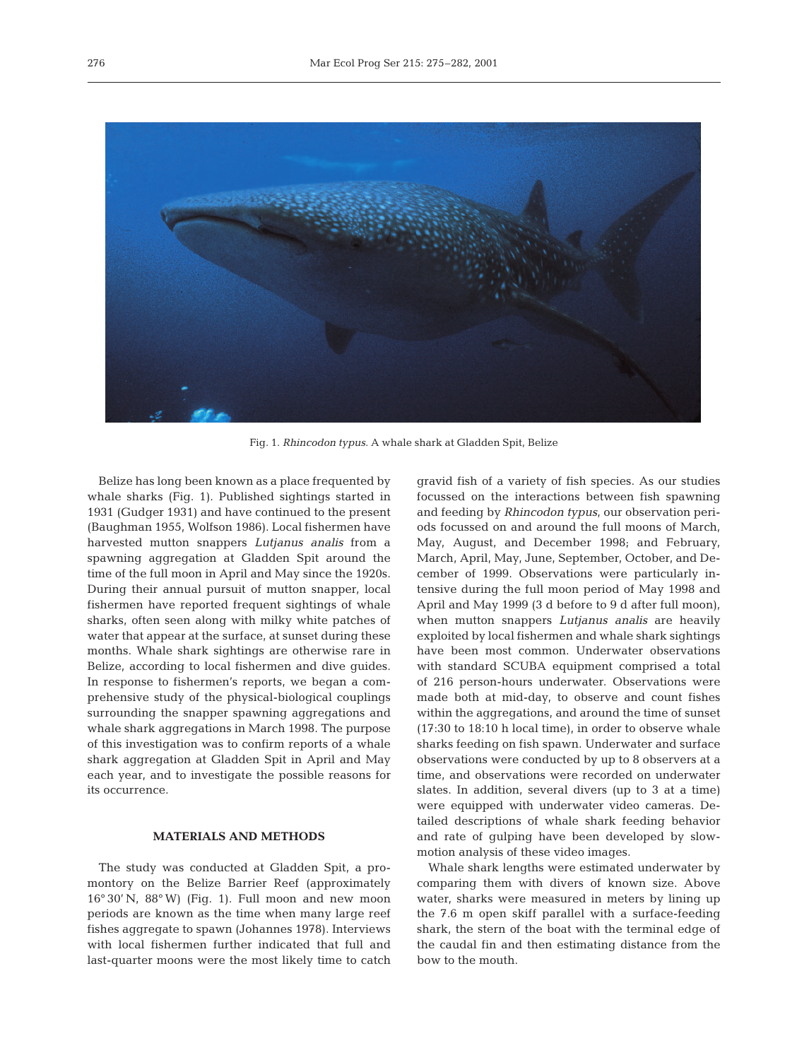Fig. 1. *Rhincodon typus.* A whale shark at Gladden Spit, Belize

Belize has long been known as a place frequented by whale sharks (Fig. 1). Published sightings started in 1931 (Gudger 1931) and have continued to the present (Baughman 1955, Wolfson 1986). Local fishermen have harvested mutton snappers *Lutjanus analis* from a spawning aggregation at Gladden Spit around the time of the full moon in April and May since the 1920s. During their annual pursuit of mutton snapper, local fishermen have reported frequent sightings of whale sharks, often seen along with milky white patches of water that appear at the surface, at sunset during these months. Whale shark sightings are otherwise rare in Belize, according to local fishermen and dive guides. In response to fishermen's reports, we began a comprehensive study of the physical-biological couplings surrounding the snapper spawning aggregations and whale shark aggregations in March 1998. The purpose of this investigation was to confirm reports of a whale shark aggregation at Gladden Spit in April and May each year, and to investigate the possible reasons for its occurrence.

## MATERIALS AND METHODS

The study was conducted at Gladden Spit, a promontory on the Belize Barrier Reef (approximately 16° 30′ N, 88° W) (Fig. 1). Full moon and new moon periods are known as the time when many large reef fishes aggregate to spawn (Johannes 1978). Interviews with local fishermen further indicated that full and last-quarter moons were the most likely time to catch gravid fish of a variety of fish species. As our studies focussed on the interactions between fish spawning and feeding by *Rhincodon typus*, our observation periods focussed on and around the full moons of March, May, August, and December 1998; and February, March, April, May, June, September, October, and December of 1999. Observations were particularly intensive during the full moon period of May 1998 and April and May 1999 (3 d before to 9 d after full moon), when mutton snappers *Lutjanus analis* are heavily exploited by local fishermen and whale shark sightings have been most common. Underwater observations with standard SCUBA equipment comprised a total of 216 person-hours underwater. Observations were made both at mid-day, to observe and count fishes within the aggregations, and around the time of sunset (17:30 to 18:10 h local time), in order to observe whale sharks feeding on fish spawn. Underwater and surface observations were conducted by up to 8 observers at a time, and observations were recorded on underwater slates. In addition, several divers (up to 3 at a time) were equipped with underwater video cameras. Detailed descriptions of whale shark feeding behavior and rate of gulping have been developed by slow-motion analysis of these video images.

Whale shark lengths were estimated underwater by comparing them with divers of known size. Above water, sharks were measured in meters by lining up the 7.6 m open skiff parallel with a surface-feeding shark, the stern of the boat with the terminal edge of the caudal fin and then estimating distance from the bow to the mouth.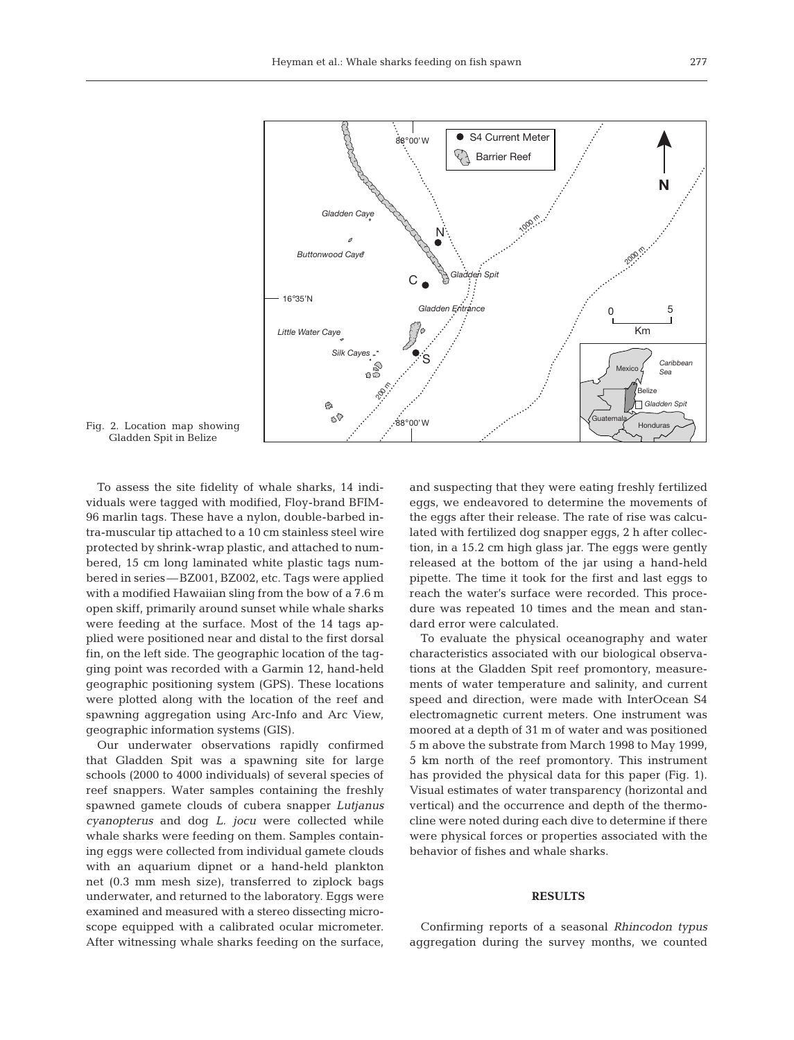S4 Current Meter

Barrier Reef

88°00' W

N

Gladden Caye

N

Buttonwood Caye

1000 m

2000 m

Gladden Spit

C

16°35'N

Gladden Entrance

0 5

Km

Little Water Caye

Silk Cayes

S

Mexico

Caribbean Sea

Belize

200 m

Gladden Spit

Guatemala

Honduras

88°00' W

Fig. 2. Location map showing Gladden Spit in Belize

To assess the site fidelity of whale sharks, 14 individuals were tagged with modified, Floy-brand BFIM-96 marlin tags. These have a nylon, double-barbed intra-muscular tip attached to a 10 cm stainless steel wire protected by shrink-wrap plastic, and attached to numbered, 15 cm long laminated white plastic tags numbered in series—BZ001, BZ002, etc. Tags were applied with a modified Hawaiian sling from the bow of a 7.6 m open skiff, primarily around sunset while whale sharks were feeding at the surface. Most of the 14 tags applied were positioned near and distal to the first dorsal fin, on the left side. The geographic location of the tagging point was recorded with a Garmin 12, hand-held geographic positioning system (GPS). These locations were plotted along with the location of the reef and spawning aggregation using Arc-Info and Arc View, geographic information systems (GIS).

Our underwater observations rapidly confirmed that Gladden Spit was a spawning site for large schools (2000 to 4000 individuals) of several species of reef snappers. Water samples containing the freshly spawned gamete clouds of cubera snapper *Lutjanus cyanopterus* and dog *L. jocu* were collected while whale sharks were feeding on them. Samples containing eggs were collected from individual gamete clouds with an aquarium dipnet or a hand-held plankton net (0.3 mm mesh size), transferred to ziplock bags underwater, and returned to the laboratory. Eggs were examined and measured with a stereo dissecting microscope equipped with a calibrated ocular micrometer. After witnessing whale sharks feeding on the surface, and suspecting that they were eating freshly fertilized eggs, we endeavored to determine the movements of the eggs after their release. The rate of rise was calculated with fertilized dog snapper eggs, 2 h after collection, in a 15.2 cm high glass jar. The eggs were gently released at the bottom of the jar using a hand-held pipette. The time it took for the first and last eggs to reach the water's surface were recorded. This procedure was repeated 10 times and the mean and standard error were calculated.

To evaluate the physical oceanography and water characteristics associated with our biological observations at the Gladden Spit reef promontory, measurements of water temperature and salinity, and current speed and direction, were made with InterOcean S4 electromagnetic current meters. One instrument was moored at a depth of 31 m of water and was positioned 5 m above the substrate from March 1998 to May 1999, 5 km north of the reef promontory. This instrument has provided the physical data for this paper (Fig. 1). Visual estimates of water transparency (horizontal and vertical) and the occurrence and depth of the thermocline were noted during each dive to determine if there were physical forces or properties associated with the behavior of fishes and whale sharks.

## RESULTS

Confirming reports of a seasonal *Rhincodon typus* aggregation during the survey months, we counted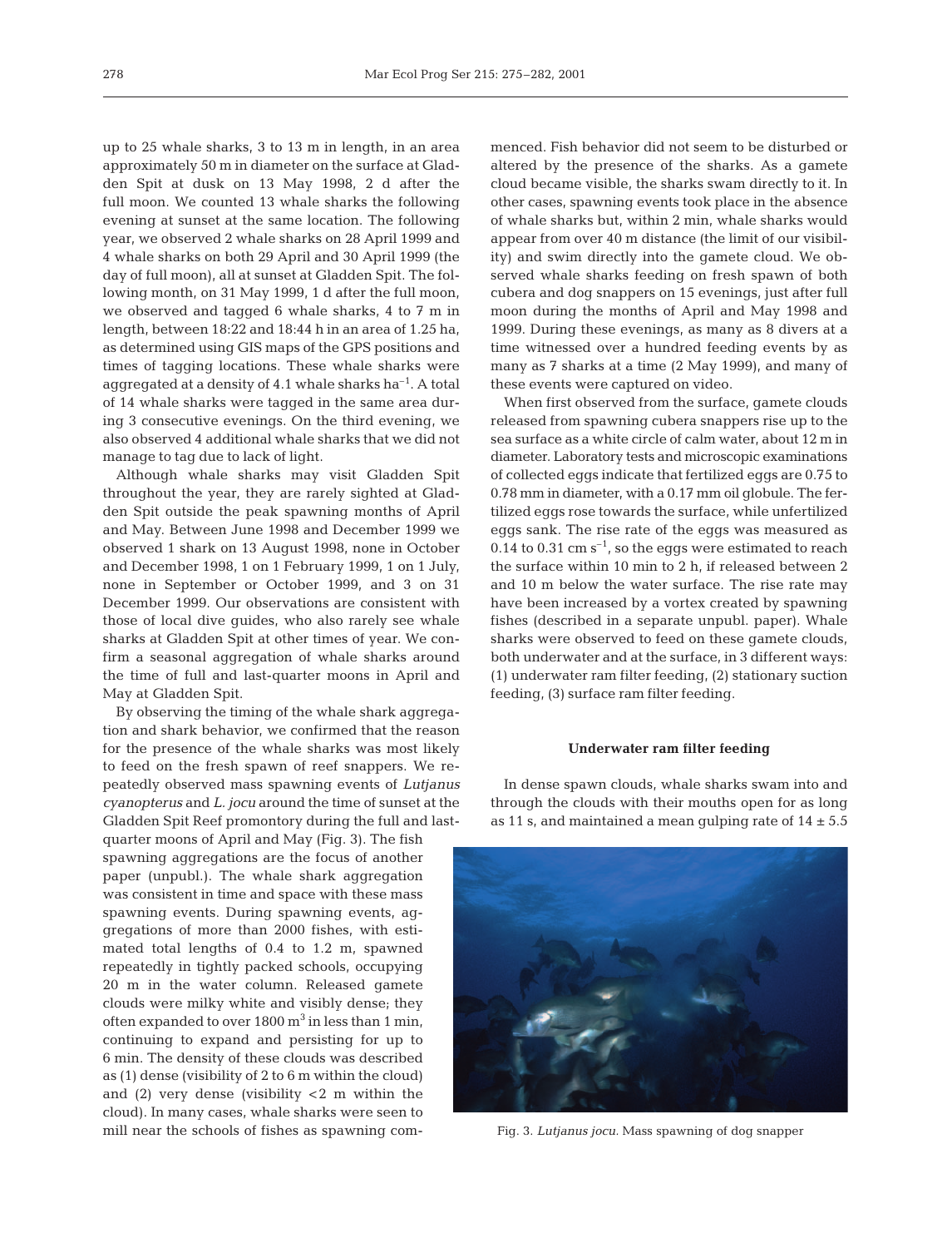up to 25 whale sharks, 3 to 13 m in length, in an area approximately 50 m in diameter on the surface at Gladden Spit at dusk on 13 May 1998, 2 d after the full moon. We counted 13 whale sharks the following evening at sunset at the same location. The following year, we observed 2 whale sharks on 28 April 1999 and 4 whale sharks on both 29 April and 30 April 1999 (the day of full moon), all at sunset at Gladden Spit. The following month, on 31 May 1999, 1 d after the full moon, we observed and tagged 6 whale sharks, 4 to 7 m in length, between 18:22 and 18:44 h in an area of 1.25 ha, as determined using GIS maps of the GPS positions and times of tagging locations. These whale sharks were aggregated at a density of 4.1 whale sharks ha$^{-1}$. A total of 14 whale sharks were tagged in the same area during 3 consecutive evenings. On the third evening, we also observed 4 additional whale sharks that we did not manage to tag due to lack of light.

Although whale sharks may visit Gladden Spit throughout the year, they are rarely sighted at Gladden Spit outside the peak spawning months of April and May. Between June 1998 and December 1999 we observed 1 shark on 13 August 1998, none in October and December 1998, 1 on 1 February 1999, 1 on 1 July, none in September or October 1999, and 3 on 31 December 1999. Our observations are consistent with those of local dive guides, who also rarely see whale sharks at Gladden Spit at other times of year. We confirm a seasonal aggregation of whale sharks around the time of full and last-quarter moons in April and May at Gladden Spit.

By observing the timing of the whale shark aggregation and shark behavior, we confirmed that the reason for the presence of the whale sharks was most likely to feed on the fresh spawn of reef snappers. We repeatedly observed mass spawning events of *Lutjanus cyanopterus* and *L. jocu* around the time of sunset at the Gladden Spit Reef promontory during the full and last-quarter moons of April and May (Fig. 3). The fish spawning aggregations are the focus of another paper (unpubl.). The whale shark aggregation was consistent in time and space with these mass spawning events. During spawning events, aggregations of more than 2000 fishes, with estimated total lengths of 0.4 to 1.2 m, spawned repeatedly in tightly packed schools, occupying 20 m in the water column. Released gamete clouds were milky white and visibly dense; they often expanded to over 1800 m$^3$ in less than 1 min, continuing to expand and persisting for up to 6 min. The density of these clouds was described as (1) dense (visibility of 2 to 6 m within the cloud) and (2) very dense (visibility <2 m within the cloud). In many cases, whale sharks were seen to mill near the schools of fishes as spawning commenced. Fish behavior did not seem to be disturbed or altered by the presence of the sharks. As a gamete cloud became visible, the sharks swam directly to it. In other cases, spawning events took place in the absence of whale sharks but, within 2 min, whale sharks would appear from over 40 m distance (the limit of our visibility) and swim directly into the gamete cloud. We observed whale sharks feeding on fresh spawn of both cubera and dog snappers on 15 evenings, just after full moon during the months of April and May 1998 and 1999. During these evenings, as many as 8 divers at a time witnessed over a hundred feeding events by as many as 7 sharks at a time (2 May 1999), and many of these events were captured on video.

When first observed from the surface, gamete clouds released from spawning cubera snappers rise up to the sea surface as a white circle of calm water, about 12 m in diameter. Laboratory tests and microscopic examinations of collected eggs indicate that fertilized eggs are 0.75 to 0.78 mm in diameter, with a 0.17 mm oil globule. The fertilized eggs rose towards the surface, while unfertilized eggs sank. The rise rate of the eggs was measured as 0.14 to 0.31 cm s$^{-1}$, so the eggs were estimated to reach the surface within 10 min to 2 h, if released between 2 and 10 m below the water surface. The rise rate may have been increased by a vortex created by spawning fishes (described in a separate unpubl. paper). Whale sharks were observed to feed on these gamete clouds, both underwater and at the surface, in 3 different ways: (1) underwater ram filter feeding, (2) stationary suction feeding, (3) surface ram filter feeding.

Fig. 3. *Lutjanus jocu.* Mass spawning of dog snapper

### Underwater ram filter feeding

In dense spawn clouds, whale sharks swam into and through the clouds with their mouths open for as long as 11 s, and maintained a mean gulping rate of 14 ± 5.5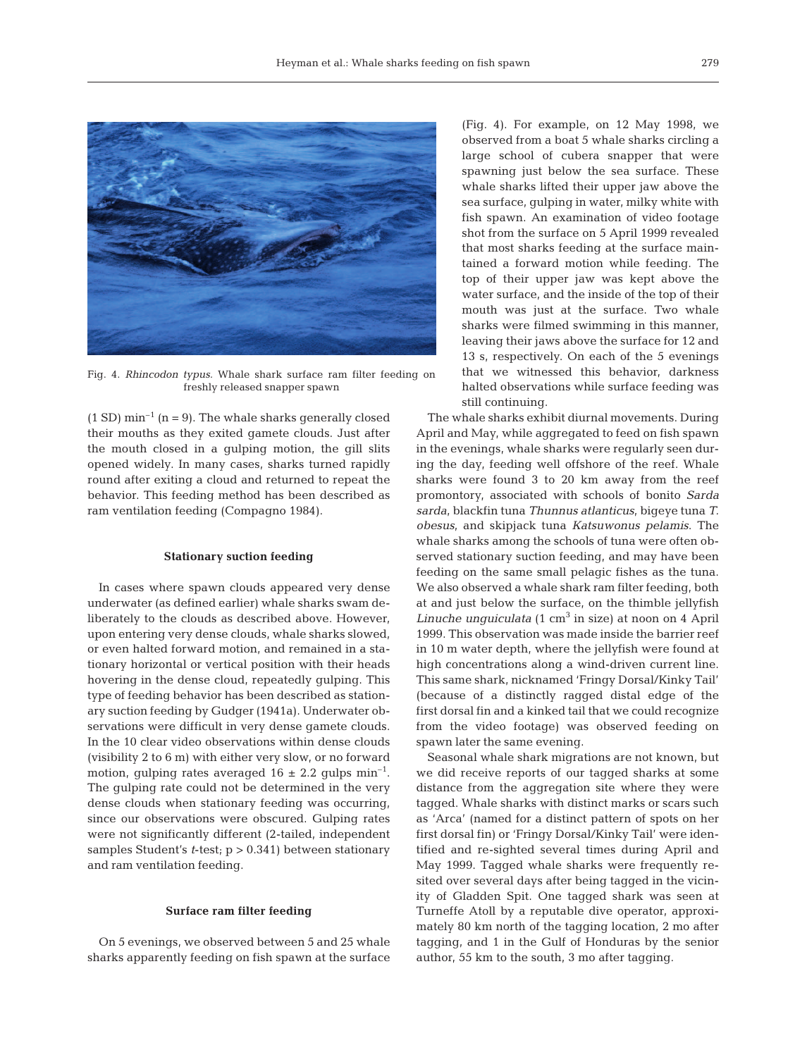Fig. 4. *Rhincodon typus.* Whale shark surface ram filter feeding on freshly released snapper spawn

(1 SD) $min^{-1}$ (n = 9). The whale sharks generally closed their mouths as they exited gamete clouds. Just after the mouth closed in a gulping motion, the gill slits opened widely. In many cases, sharks turned rapidly round after exiting a cloud and returned to repeat the behavior. This feeding method has been described as ram ventilation feeding (Compagno 1984).

### Stationary suction feeding

In cases where spawn clouds appeared very dense underwater (as defined earlier) whale sharks swam deliberately to the clouds as described above. However, upon entering very dense clouds, whale sharks slowed, or even halted forward motion, and remained in a stationary horizontal or vertical position with their heads hovering in the dense cloud, repeatedly gulping. This type of feeding behavior has been described as stationary suction feeding by Gudger (1941a). Underwater observations were difficult in very dense gamete clouds. In the 10 clear video observations within dense clouds (visibility 2 to 6 m) with either very slow, or no forward motion, gulping rates averaged $16 \pm 2.2$ gulps $min^{-1}$. The gulping rate could not be determined in the very dense clouds when stationary feeding was occurring, since our observations were obscured. Gulping rates were not significantly different (2-tailed, independent samples Student's *t*-test; $p > 0.341$) between stationary and ram ventilation feeding.

### Surface ram filter feeding

On 5 evenings, we observed between 5 and 25 whale sharks apparently feeding on fish spawn at the surface (Fig. 4). For example, on 12 May 1998, we observed from a boat 5 whale sharks circling a large school of cubera snapper that were spawning just below the sea surface. These whale sharks lifted their upper jaw above the sea surface, gulping in water, milky white with fish spawn. An examination of video footage shot from the surface on 5 April 1999 revealed that most sharks feeding at the surface maintained a forward motion while feeding. The top of their upper jaw was kept above the water surface, and the inside of the top of their mouth was just at the surface. Two whale sharks were filmed swimming in this manner, leaving their jaws above the surface for 12 and 13 s, respectively. On each of the 5 evenings that we witnessed this behavior, darkness halted observations while surface feeding was still continuing.

The whale sharks exhibit diurnal movements. During April and May, while aggregated to feed on fish spawn in the evenings, whale sharks were regularly seen during the day, feeding well offshore of the reef. Whale sharks were found 3 to 20 km away from the reef promontory, associated with schools of bonito *Sarda sarda*, blackfin tuna *Thunnus atlanticus*, bigeye tuna *T. obesus*, and skipjack tuna *Katsuwonus pelamis*. The whale sharks among the schools of tuna were often observed stationary suction feeding, and may have been feeding on the same small pelagic fishes as the tuna. We also observed a whale shark ram filter feeding, both at and just below the surface, on the thimble jellyfish *Linuche unguiculata* (1 $cm^3$ in size) at noon on 4 April 1999. This observation was made inside the barrier reef in 10 m water depth, where the jellyfish were found at high concentrations along a wind-driven current line. This same shark, nicknamed 'Fringy Dorsal/Kinky Tail' (because of a distinctly ragged distal edge of the first dorsal fin and a kinked tail that we could recognize from the video footage) was observed feeding on spawn later the same evening.

Seasonal whale shark migrations are not known, but we did receive reports of our tagged sharks at some distance from the aggregation site where they were tagged. Whale sharks with distinct marks or scars such as 'Arca' (named for a distinct pattern of spots on her first dorsal fin) or 'Fringy Dorsal/Kinky Tail' were identified and re-sighted several times during April and May 1999. Tagged whale sharks were frequently re-sited over several days after being tagged in the vicinity of Gladden Spit. One tagged shark was seen at Turneffe Atoll by a reputable dive operator, approximately 80 km north of the tagging location, 2 mo after tagging, and 1 in the Gulf of Honduras by the senior author, 55 km to the south, 3 mo after tagging.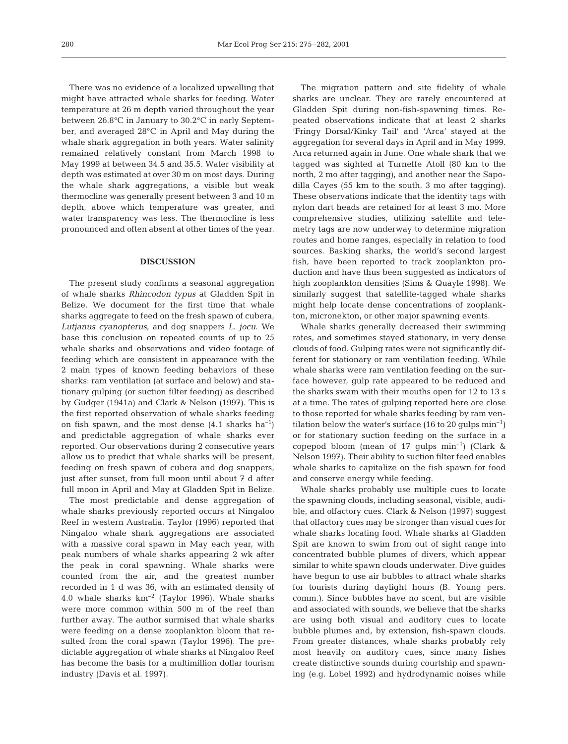There was no evidence of a localized upwelling that might have attracted whale sharks for feeding. Water temperature at 26 m depth varied throughout the year between 26.8°C in January to 30.2°C in early September, and averaged 28°C in April and May during the whale shark aggregation in both years. Water salinity remained relatively constant from March 1998 to May 1999 at between 34.5 and 35.5. Water visibility at depth was estimated at over 30 m on most days. During the whale shark aggregations, a visible but weak thermocline was generally present between 3 and 10 m depth, above which temperature was greater, and water transparency was less. The thermocline is less pronounced and often absent at other times of the year.

## DISCUSSION

The present study confirms a seasonal aggregation of whale sharks *Rhincodon typus* at Gladden Spit in Belize. We document for the first time that whale sharks aggregate to feed on the fresh spawn of cubera, *Lutjanus cyanopterus*, and dog snappers *L. jocu*. We base this conclusion on repeated counts of up to 25 whale sharks and observations and video footage of feeding which are consistent in appearance with the 2 main types of known feeding behaviors of these sharks: ram ventilation (at surface and below) and stationary gulping (or suction filter feeding) as described by Gudger (1941a) and Clark & Nelson (1997). This is the first reported observation of whale sharks feeding on fish spawn, and the most dense (4.1 sharks $ha^{-1}$) and predictable aggregation of whale sharks ever reported. Our observations during 2 consecutive years allow us to predict that whale sharks will be present, feeding on fresh spawn of cubera and dog snappers, just after sunset, from full moon until about 7 d after full moon in April and May at Gladden Spit in Belize.

The most predictable and dense aggregation of whale sharks previously reported occurs at Ningaloo Reef in western Australia. Taylor (1996) reported that Ningaloo whale shark aggregations are associated with a massive coral spawn in May each year, with peak numbers of whale sharks appearing 2 wk after the peak in coral spawning. Whale sharks were counted from the air, and the greatest number recorded in 1 d was 36, with an estimated density of 4.0 whale sharks $km^{-2}$ (Taylor 1996). Whale sharks were more common within 500 m of the reef than further away. The author surmised that whale sharks were feeding on a dense zooplankton bloom that resulted from the coral spawn (Taylor 1996). The predictable aggregation of whale sharks at Ningaloo Reef has become the basis for a multimillion dollar tourism industry (Davis et al. 1997).

The migration pattern and site fidelity of whale sharks are unclear. They are rarely encountered at Gladden Spit during non-fish-spawning times. Repeated observations indicate that at least 2 sharks 'Fringy Dorsal/Kinky Tail' and 'Arca' stayed at the aggregation for several days in April and in May 1999. Arca returned again in June. One whale shark that we tagged was sighted at Turneffe Atoll (80 km to the north, 2 mo after tagging), and another near the Sapodilla Cayes (55 km to the south, 3 mo after tagging). These observations indicate that the identity tags with nylon dart heads are retained for at least 3 mo. More comprehensive studies, utilizing satellite and telemetry tags are now underway to determine migration routes and home ranges, especially in relation to food sources. Basking sharks, the world's second largest fish, have been reported to track zooplankton production and have thus been suggested as indicators of high zooplankton densities (Sims & Quayle 1998). We similarly suggest that satellite-tagged whale sharks might help locate dense concentrations of zooplankton, micronekton, or other major spawning events.

Whale sharks generally decreased their swimming rates, and sometimes stayed stationary, in very dense clouds of food. Gulping rates were not significantly different for stationary or ram ventilation feeding. While whale sharks were ram ventilation feeding on the surface however, gulp rate appeared to be reduced and the sharks swam with their mouths open for 12 to 13 s at a time. The rates of gulping reported here are close to those reported for whale sharks feeding by ram ventilation below the water's surface (16 to 20 gulps $min^{-1}$) or for stationary suction feeding on the surface in a copepod bloom (mean of 17 gulps $min^{-1}$) (Clark & Nelson 1997). Their ability to suction filter feed enables whale sharks to capitalize on the fish spawn for food and conserve energy while feeding.

Whale sharks probably use multiple cues to locate the spawning clouds, including seasonal, visible, audible, and olfactory cues. Clark & Nelson (1997) suggest that olfactory cues may be stronger than visual cues for whale sharks locating food. Whale sharks at Gladden Spit are known to swim from out of sight range into concentrated bubble plumes of divers, which appear similar to white spawn clouds underwater. Dive guides have begun to use air bubbles to attract whale sharks for tourists during daylight hours (B. Young pers. comm.). Since bubbles have no scent, but are visible and associated with sounds, we believe that the sharks are using both visual and auditory cues to locate bubble plumes and, by extension, fish-spawn clouds. From greater distances, whale sharks probably rely most heavily on auditory cues, since many fishes create distinctive sounds during courtship and spawning (e.g. Lobel 1992) and hydrodynamic noises while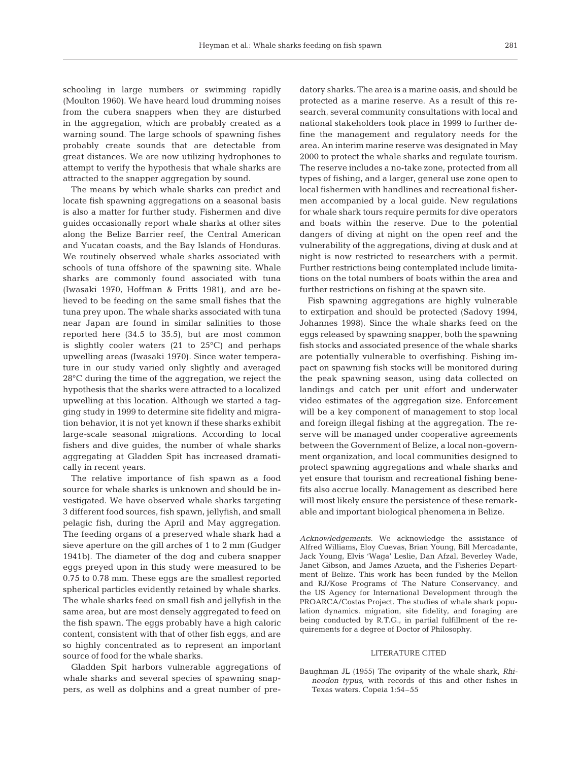schooling in large numbers or swimming rapidly (Moulton 1960). We have heard loud drumming noises from the cubera snappers when they are disturbed in the aggregation, which are probably created as a warning sound. The large schools of spawning fishes probably create sounds that are detectable from great distances. We are now utilizing hydrophones to attempt to verify the hypothesis that whale sharks are attracted to the snapper aggregation by sound.

The means by which whale sharks can predict and locate fish spawning aggregations on a seasonal basis is also a matter for further study. Fishermen and dive guides occasionally report whale sharks at other sites along the Belize Barrier reef, the Central American and Yucatan coasts, and the Bay Islands of Honduras. We routinely observed whale sharks associated with schools of tuna offshore of the spawning site. Whale sharks are commonly found associated with tuna (Iwasaki 1970, Hoffman & Fritts 1981), and are believed to be feeding on the same small fishes that the tuna prey upon. The whale sharks associated with tuna near Japan are found in similar salinities to those reported here (34.5 to 35.5), but are most common is slightly cooler waters (21 to 25°C) and perhaps upwelling areas (Iwasaki 1970). Since water temperature in our study varied only slightly and averaged 28°C during the time of the aggregation, we reject the hypothesis that the sharks were attracted to a localized upwelling at this location. Although we started a tagging study in 1999 to determine site fidelity and migration behavior, it is not yet known if these sharks exhibit large-scale seasonal migrations. According to local fishers and dive guides, the number of whale sharks aggregating at Gladden Spit has increased dramatically in recent years.

The relative importance of fish spawn as a food source for whale sharks is unknown and should be investigated. We have observed whale sharks targeting 3 different food sources, fish spawn, jellyfish, and small pelagic fish, during the April and May aggregation. The feeding organs of a preserved whale shark had a sieve aperture on the gill arches of 1 to 2 mm (Gudger 1941b). The diameter of the dog and cubera snapper eggs preyed upon in this study were measured to be 0.75 to 0.78 mm. These eggs are the smallest reported spherical particles evidently retained by whale sharks. The whale sharks feed on small fish and jellyfish in the same area, but are most densely aggregated to feed on the fish spawn. The eggs probably have a high caloric content, consistent with that of other fish eggs, and are so highly concentrated as to represent an important source of food for the whale sharks.

Gladden Spit harbors vulnerable aggregations of whale sharks and several species of spawning snappers, as well as dolphins and a great number of predatory sharks. The area is a marine oasis, and should be protected as a marine reserve. As a result of this research, several community consultations with local and national stakeholders took place in 1999 to further define the management and regulatory needs for the area. An interim marine reserve was designated in May 2000 to protect the whale sharks and regulate tourism. The reserve includes a no-take zone, protected from all types of fishing, and a larger, general use zone open to local fishermen with handlines and recreational fishermen accompanied by a local guide. New regulations for whale shark tours require permits for dive operators and boats within the reserve. Due to the potential dangers of diving at night on the open reef and the vulnerability of the aggregations, diving at dusk and at night is now restricted to researchers with a permit. Further restrictions being contemplated include limitations on the total numbers of boats within the area and further restrictions on fishing at the spawn site.

Fish spawning aggregations are highly vulnerable to extirpation and should be protected (Sadovy 1994, Johannes 1998). Since the whale sharks feed on the eggs released by spawning snapper, both the spawning fish stocks and associated presence of the whale sharks are potentially vulnerable to overfishing. Fishing impact on spawning fish stocks will be monitored during the peak spawning season, using data collected on landings and catch per unit effort and underwater video estimates of the aggregation size. Enforcement will be a key component of management to stop local and foreign illegal fishing at the aggregation. The reserve will be managed under cooperative agreements between the Government of Belize, a local non-government organization, and local communities designed to protect spawning aggregations and whale sharks and yet ensure that tourism and recreational fishing benefits also accrue locally. Management as described here will most likely ensure the persistence of these remarkable and important biological phenomena in Belize.

*Acknowledgements.* We acknowledge the assistance of Alfred Williams, Eloy Cuevas, Brian Young, Bill Mercadante, Jack Young, Elvis 'Waga' Leslie, Dan Afzal, Beverley Wade, Janet Gibson, and James Azueta, and the Fisheries Department of Belize. This work has been funded by the Mellon and RJ/Kose Programs of The Nature Conservancy, and the US Agency for International Development through the PROARCA/Costas Project. The studies of whale shark population dynamics, migration, site fidelity, and foraging are being conducted by R.T.G., in partial fulfillment of the requirements for a degree of Doctor of Philosophy.

## LITERATURE CITED

Baughman JL (1955) The oviparity of the whale shark, *Rhineodon typus*, with records of this and other fishes in Texas waters. Copeia 1:54–55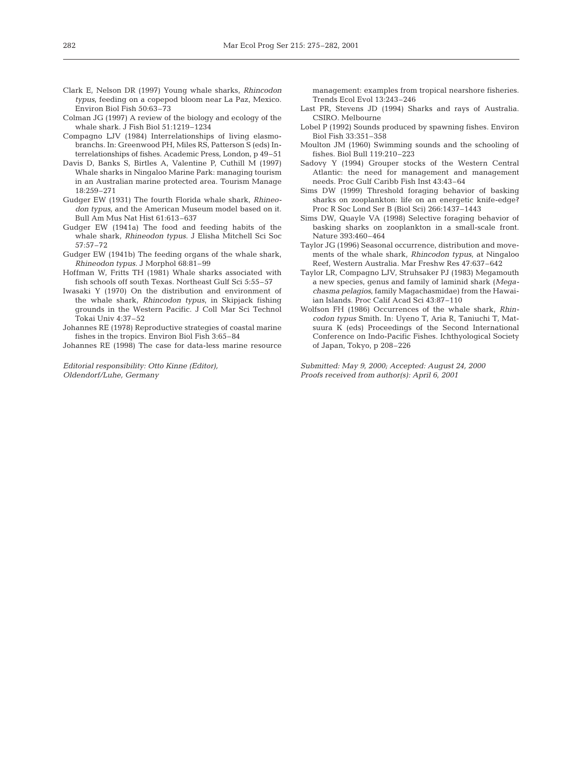Clark E, Nelson DR (1997) Young whale sharks, *Rhincodon typus*, feeding on a copepod bloom near La Paz, Mexico. Environ Biol Fish 50:63–73

Colman JG (1997) A review of the biology and ecology of the whale shark. J Fish Biol 51:1219–1234

Compagno LJV (1984) Interrelationships of living elasmobranchs. In: Greenwood PH, Miles RS, Patterson S (eds) Interrelationships of fishes. Academic Press, London, p 49–51

Davis D, Banks S, Birtles A, Valentine P, Cuthill M (1997) Whale sharks in Ningaloo Marine Park: managing tourism in an Australian marine protected area. Tourism Manage 18:259–271

Gudger EW (1931) The fourth Florida whale shark, *Rhineodon typus*, and the American Museum model based on it. Bull Am Mus Nat Hist 61:613–637

Gudger EW (1941a) The food and feeding habits of the whale shark, *Rhineodon typus*. J Elisha Mitchell Sci Soc 57:57–72

Gudger EW (1941b) The feeding organs of the whale shark, *Rhineodon typus*. J Morphol 68:81–99

Hoffman W, Fritts TH (1981) Whale sharks associated with fish schools off south Texas. Northeast Gulf Sci 5:55–57

Iwasaki Y (1970) On the distribution and environment of the whale shark, *Rhincodon typus*, in Skipjack fishing grounds in the Western Pacific. J Coll Mar Sci Technol Tokai Univ 4:37–52

Johannes RE (1978) Reproductive strategies of coastal marine fishes in the tropics. Environ Biol Fish 3:65–84

Johannes RE (1998) The case for data-less marine resource management: examples from tropical nearshore fisheries. Trends Ecol Evol 13:243–246

Last PR, Stevens JD (1994) Sharks and rays of Australia. CSIRO. Melbourne

Lobel P (1992) Sounds produced by spawning fishes. Environ Biol Fish 33:351–358

Moulton JM (1960) Swimming sounds and the schooling of fishes. Biol Bull 119:210–223

Sadovy Y (1994) Grouper stocks of the Western Central Atlantic: the need for management and management needs. Proc Gulf Caribb Fish Inst 43:43–64

Sims DW (1999) Threshold foraging behavior of basking sharks on zooplankton: life on an energetic knife-edge? Proc R Soc Lond Ser B (Biol Sci) 266:1437–1443

Sims DW, Quayle VA (1998) Selective foraging behavior of basking sharks on zooplankton in a small-scale front. Nature 393:460–464

Taylor JG (1996) Seasonal occurrence, distribution and movements of the whale shark, *Rhincodon typus*, at Ningaloo Reef, Western Australia. Mar Freshw Res 47:637–642

Taylor LR, Compagno LJV, Struhsaker PJ (1983) Megamouth a new species, genus and family of laminid shark (*Megachasma pelagios*, family Magachasmidae) from the Hawaiian Islands. Proc Calif Acad Sci 43:87–110

Wolfson FH (1986) Occurrences of the whale shark, *Rhincodon typus* Smith. In: Uyeno T, Aria R, Taniuchi T, Matsuura K (eds) Proceedings of the Second International Conference on Indo-Pacific Fishes. Ichthyological Society of Japan, Tokyo, p 208–226

*Editorial responsibility: Otto Kinne (Editor), Oldendorf/Luhe, Germany*

*Submitted: May 9, 2000; Accepted: August 24, 2000*
*Proofs received from author(s): April 6, 2001*